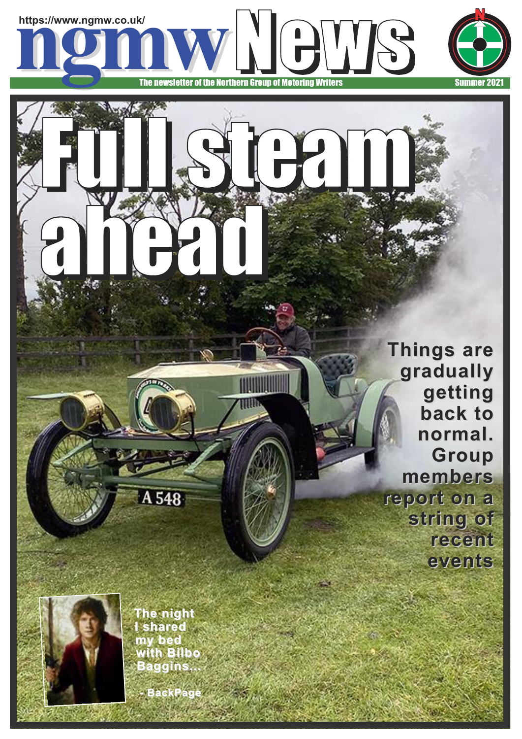https://www.ngmw.co.uk/

# ngmw News

The newsletter of the Northern Group of Motoring Writers

Summer 2021

# Full steam ahead

**Things are gradually getting back to normal. Group members report on a string of recent events**

**The night I shared my bed with Bilbo Baggins...**

**- BackPage**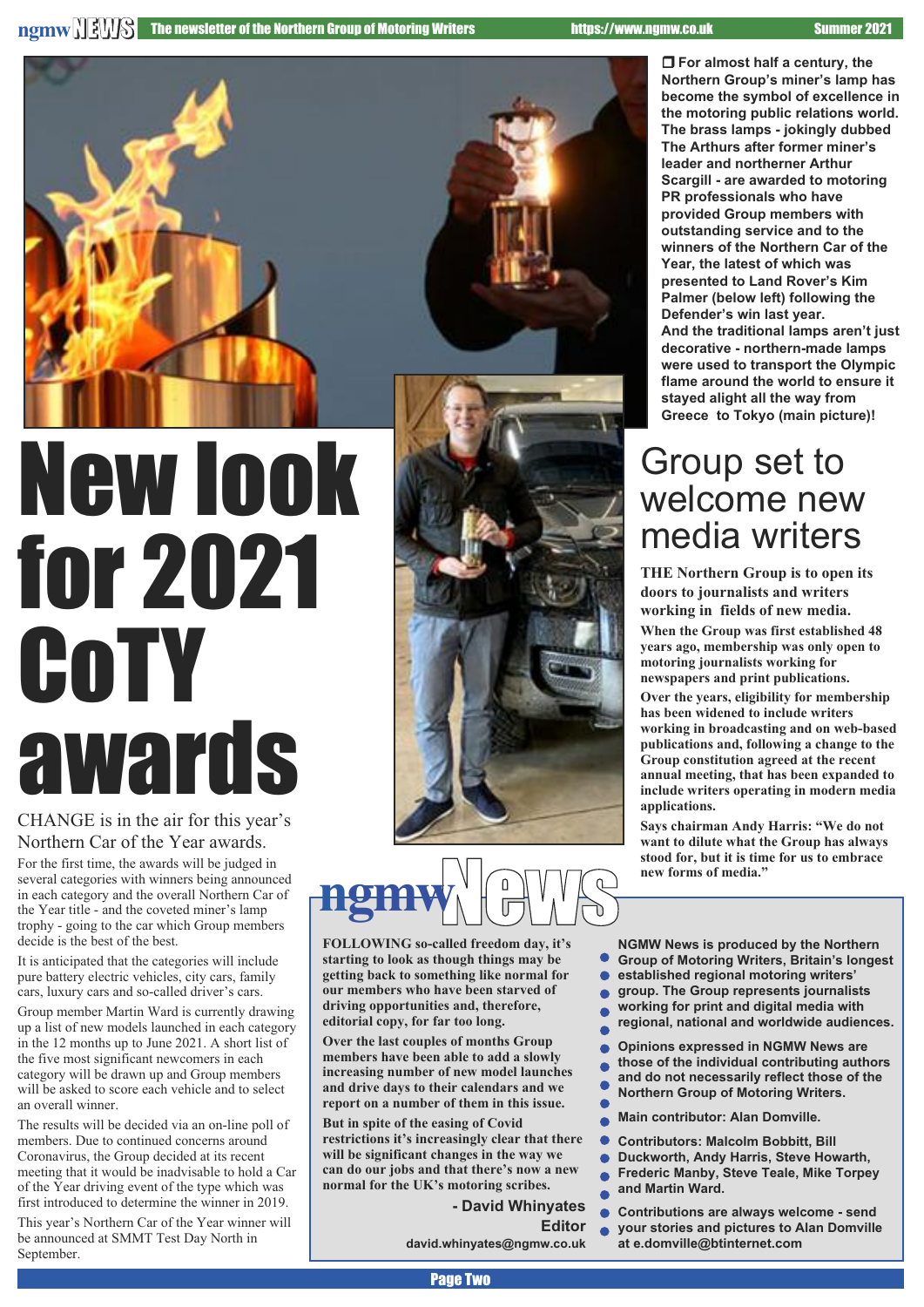❒ **For almost half a century, the Northern Group's miner's lamp has become the symbol of excellence in the motoring public relations world. The brass lamps - jokingly dubbed The Arthurs after former miner's leader and northerner Arthur Scargill - are awarded to motoring PR professionals who have provided Group members with outstanding service and to the winners of the Northern Car of the Year, the latest of which was presented to Land Rover's Kim Palmer (below left) following the Defender's win last year.**

**And the traditional lamps aren't just decorative - northern-made lamps were used to transport the Olympic flame around the world to ensure it stayed alight all the way from Greece to Tokyo (main picture)!**

# New look for 2021 CoTY awards

CHANGE is in the air for this year's Northern Car of the Year awards.

For the first time, the awards will be judged in several categories with winners being announced in each category and the overall Northern Car of the Year title - and the coveted miner's lamp trophy - going to the car which Group members decide is the best of the best.

It is anticipated that the categories will include pure battery electric vehicles, city cars, family cars, luxury cars and so-called driver's cars.

Group member Martin Ward is currently drawing up a list of new models launched in each category in the 12 months up to June 2021. A short list of the five most significant newcomers in each category will be drawn up and Group members will be asked to score each vehicle and to select an overall winner.

The results will be decided via an on-line poll of members. Due to continued concerns around Coronavirus, the Group decided at its recent meeting that it would be inadvisable to hold a Car of the Year driving event of the type which was first introduced to determine the winner in 2019.

This year's Northern Car of the Year winner will be announced at SMMT Test Day North in September.

# Group set to welcome new media writers

**THE Northern Group is to open its doors to journalists and writers working in fields of new media.**

**When the Group was first established 48 years ago, membership was only open to motoring journalists working for newspapers and print publications.**

**Over the years, eligibility for membership has been widened to include writers working in broadcasting and on web-based publications and, following a change to the Group constitution agreed at the recent annual meeting, that has been expanded to include writers operating in modern media applications.**

**Says chairman Andy Harris: "We do not want to dilute what the Group has always stood for, but it is time for us to embrace new forms of media."**

## ngmw News

**FOLLOWING so-called freedom day, it's starting to look as though things may be getting back to something like normal for our members who have been starved of driving opportunities and, therefore, editorial copy, for far too long.**

**Over the last couples of months Group members have been able to add a slowly increasing number of new model launches and drive days to their calendars and we report on a number of them in this issue.**

**But in spite of the easing of Covid restrictions it's increasingly clear that there will be significant changes in the way we can do our jobs and that there's now a new normal for the UK's motoring scribes.**

**- David Whinyates**
**Editor**
**david.whinyates@ngmw.co.uk**

**NGMW News is produced by the Northern Group of Motoring Writers, Britain's longest established regional motoring writers' group. The Group represents journalists working for print and digital media with regional, national and worldwide audiences.**

**Opinions expressed in NGMW News are those of the individual contributing authors and do not necessarily reflect those of the Northern Group of Motoring Writers.**

**Main contributor: Alan Domville.**

**Contributors: Malcolm Bobbitt, Bill Duckworth, Andy Harris, Steve Howarth, Frederic Manby, Steve Teale, Mike Torpey and Martin Ward.**

**Contributions are always welcome - send your stories and pictures to Alan Domville at e.domville@btinternet.com**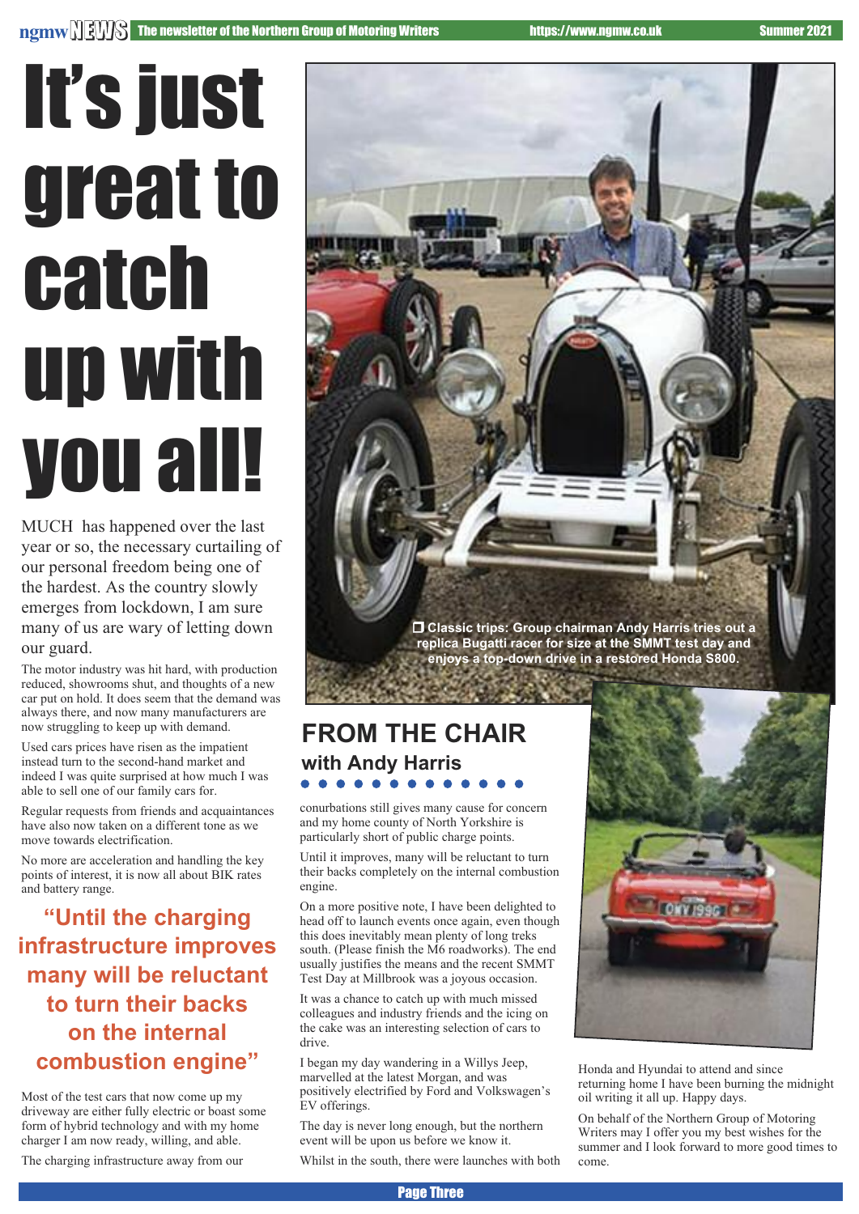# It's just great to catch up with you all!

MUCH has happened over the last year or so, the necessary curtailing of our personal freedom being one of the hardest. As the country slowly emerges from lockdown, I am sure many of us are wary of letting down our guard.

The motor industry was hit hard, with production reduced, showrooms shut, and thoughts of a new car put on hold. It does seem that the demand was always there, and now many manufacturers are now struggling to keep up with demand.

Used cars prices have risen as the impatient instead turn to the second-hand market and indeed I was quite surprised at how much I was able to sell one of our family cars for.

Regular requests from friends and acquaintances have also now taken on a different tone as we move towards electrification.

No more are acceleration and handling the key points of interest, it is now all about BIK rates and battery range.

> **"Until the charging infrastructure improves many will be reluctant to turn their backs on the internal combustion engine"**

Most of the test cars that now come up my driveway are either fully electric or boast some form of hybrid technology and with my home charger I am now ready, willing, and able.

The charging infrastructure away from our conurbations still gives many cause for concern and my home county of North Yorkshire is particularly short of public charge points.

Until it improves, many will be reluctant to turn their backs completely on the internal combustion engine.

On a more positive note, I have been delighted to head off to launch events once again, even though this does inevitably mean plenty of long treks south. (Please finish the M6 roadworks). The end usually justifies the means and the recent SMMT Test Day at Millbrook was a joyous occasion.

It was a chance to catch up with much missed colleagues and industry friends and the icing on the cake was an interesting selection of cars to drive.

I began my day wandering in a Willys Jeep, marvelled at the latest Morgan, and was positively electrified by Ford and Volkswagen's EV offerings.

The day is never long enough, but the northern event will be upon us before we know it.

Whilst in the south, there were launches with both Honda and Hyundai to attend and since returning home I have been burning the midnight oil writing it all up. Happy days.

On behalf of the Northern Group of Motoring Writers may I offer you my best wishes for the summer and I look forward to more good times to come.

## FROM THE CHAIR

### with Andy Harris

**Classic trips: Group chairman Andy Harris tries out a replica Bugatti racer for size at the SMMT test day and enjoys a top-down drive in a restored Honda S800.**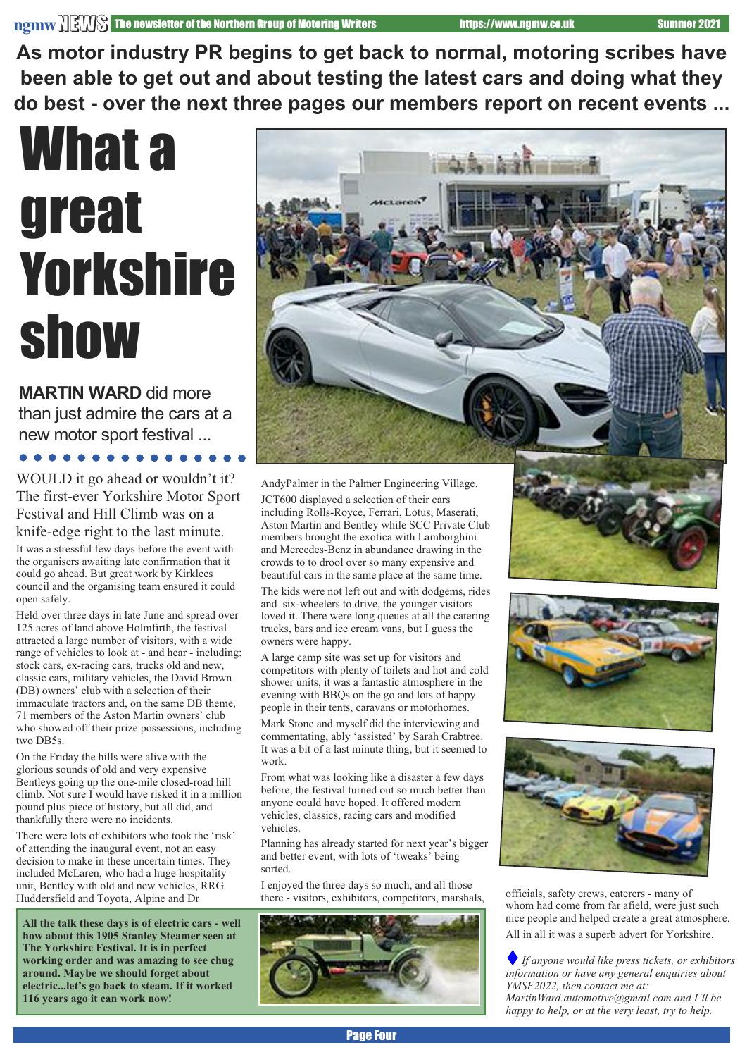**As motor industry PR begins to get back to normal, motoring scribes have been able to get out and about testing the latest cars and doing what they do best - over the next three pages our members report on recent events ...**

# What a great Yorkshire show

**MARTIN WARD** did more than just admire the cars at a new motor sport festival ...

WOULD it go ahead or wouldn't it? The first-ever Yorkshire Motor Sport Festival and Hill Climb was on a knife-edge right to the last minute.

It was a stressful few days before the event with the organisers awaiting late confirmation that it could go ahead. But great work by Kirklees council and the organising team ensured it could open safely.

Held over three days in late June and spread over 125 acres of land above Holmfirth, the festival attracted a large number of visitors, with a wide range of vehicles to look at - and hear - including: stock cars, ex-racing cars, trucks old and new, classic cars, military vehicles, the David Brown (DB) owners' club with a selection of their immaculate tractors and, on the same DB theme, 71 members of the Aston Martin owners' club who showed off their prize possessions, including two DB5s.

On the Friday the hills were alive with the glorious sounds of old and very expensive Bentleys going up the one-mile closed-road hill climb. Not sure I would have risked it in a million pound plus piece of history, but all did, and thankfully there were no incidents.

There were lots of exhibitors who took the 'risk' of attending the inaugural event, not an easy decision to make in these uncertain times. They included McLaren, who had a huge hospitality unit, Bentley with old and new vehicles, RRG Huddersfield and Toyota, Alpine and Dr AndyPalmer in the Palmer Engineering Village.

JCT600 displayed a selection of their cars including Rolls-Royce, Ferrari, Lotus, Maserati, Aston Martin and Bentley while SCC Private Club members brought the exotica with Lamborghini and Mercedes-Benz in abundance drawing in the crowds to to drool over so many expensive and beautiful cars in the same place at the same time.

The kids were not left out and with dodgems, rides and six-wheelers to drive, the younger visitors loved it. There were long queues at all the catering trucks, bars and ice cream vans, but I guess the owners were happy.

A large camp site was set up for visitors and competitors with plenty of toilets and hot and cold shower units, it was a fantastic atmosphere in the evening with BBQs on the go and lots of happy people in their tents, caravans or motorhomes.

Mark Stone and myself did the interviewing and commentating, ably 'assisted' by Sarah Crabtree. It was a bit of a last minute thing, but it seemed to work.

From what was looking like a disaster a few days before, the festival turned out so much better than anyone could have hoped. It offered modern vehicles, classics, racing cars and modified vehicles.

Planning has already started for next year's bigger and better event, with lots of 'tweaks' being sorted.

I enjoyed the three days so much, and all those there - visitors, exhibitors, competitors, marshals, officials, safety crews, caterers - many of whom had come from far afield, were just such nice people and helped create a great atmosphere.

All in all it was a superb advert for Yorkshire.

**All the talk these days is of electric cars - well how about this 1905 Stanley Steamer seen at The Yorkshire Festival. It is in perfect working order and was amazing to see chug around. Maybe we should forget about electric...let's go back to steam. If it worked 116 years ago it can work now!**

♦ *If anyone would like press tickets, or exhibitors information or have any general enquiries about YMSF2022, then contact me at: MartinWard.automotive@gmail.com and I'll be happy to help, or at the very least, try to help.*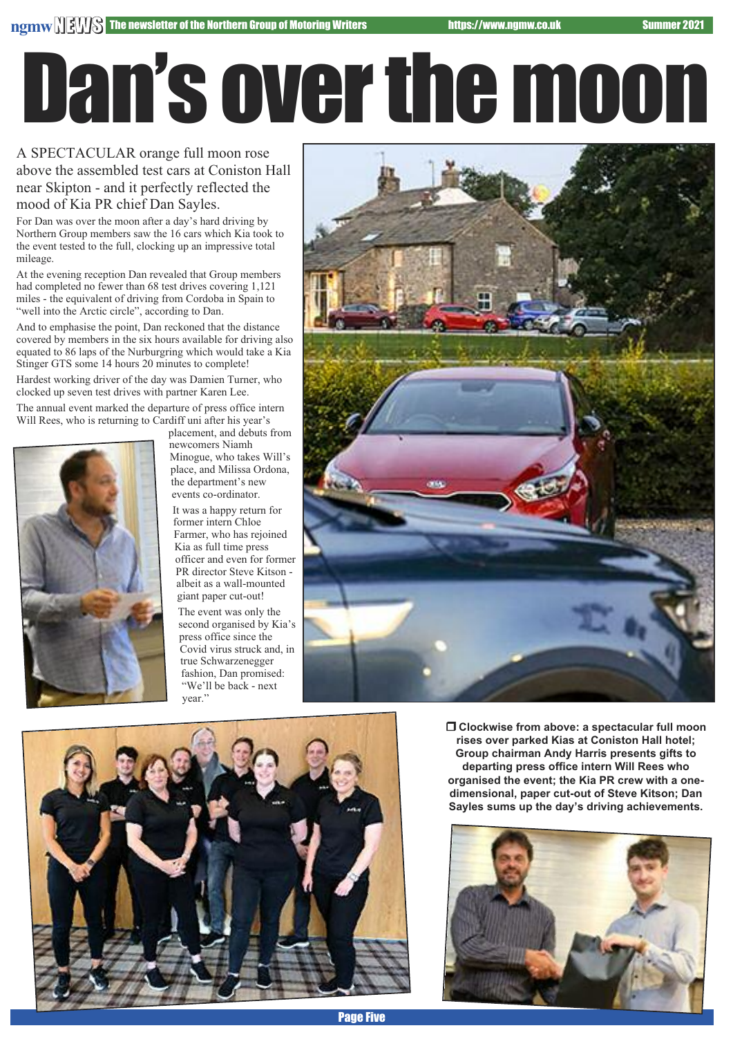# Dan's over the moon

A SPECTACULAR orange full moon rose above the assembled test cars at Coniston Hall near Skipton - and it perfectly reflected the mood of Kia PR chief Dan Sayles.

For Dan was over the moon after a day's hard driving by Northern Group members saw the 16 cars which Kia took to the event tested to the full, clocking up an impressive total mileage.

At the evening reception Dan revealed that Group members had completed no fewer than 68 test drives covering 1,121 miles - the equivalent of driving from Cordoba in Spain to "well into the Arctic circle", according to Dan.

And to emphasise the point, Dan reckoned that the distance covered by members in the six hours available for driving also equated to 86 laps of the Nurburgring which would take a Kia Stinger GTS some 14 hours 20 minutes to complete!

Hardest working driver of the day was Damien Turner, who clocked up seven test drives with partner Karen Lee.

The annual event marked the departure of press office intern Will Rees, who is returning to Cardiff uni after his year's placement, and debuts from newcomers Niamh Minogue, who takes Will's place, and Milissa Ordona, the department's new events co-ordinator.

It was a happy return for former intern Chloe Farmer, who has rejoined Kia as full time press officer and even for former PR director Steve Kitson - albeit as a wall-mounted giant paper cut-out!

The event was only the second organised by Kia's press office since the Covid virus struck and, in true Schwarzenegger fashion, Dan promised: "We'll be back - next year."

**❐ Clockwise from above: a spectacular full moon rises over parked Kias at Coniston Hall hotel; Group chairman Andy Harris presents gifts to departing press office intern Will Rees who organised the event; the Kia PR crew with a one-dimensional, paper cut-out of Steve Kitson; Dan Sayles sums up the day's driving achievements.**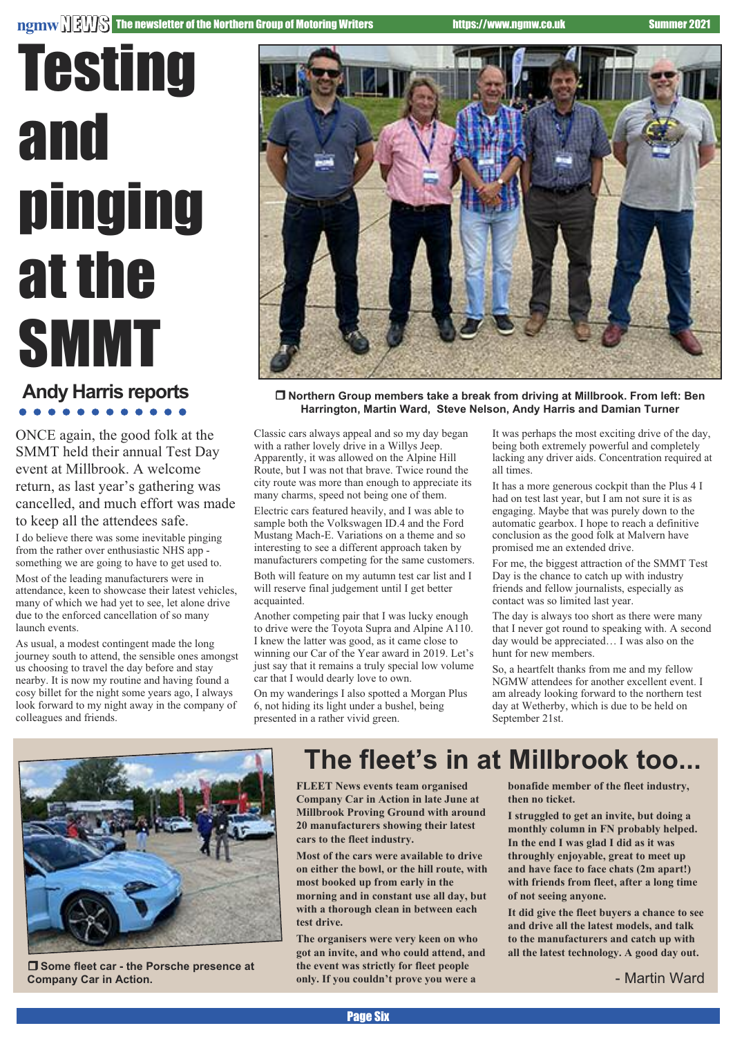# Testing and pinging at the SMMT

## Andy Harris reports

ONCE again, the good folk at the SMMT held their annual Test Day event at Millbrook. A welcome return, as last year's gathering was cancelled, and much effort was made to keep all the attendees safe.

I do believe there was some inevitable pinging from the rather over enthusiastic NHS app - something we are going to have to get used to.

Most of the leading manufacturers were in attendance, keen to showcase their latest vehicles, many of which we had yet to see, let alone drive due to the enforced cancellation of so many launch events.

As usual, a modest contingent made the long journey south to attend, the sensible ones amongst us choosing to travel the day before and stay nearby. It is now my routine and having found a cosy billet for the night some years ago, I always look forward to my night away in the company of colleagues and friends.

❒ Northern Group members take a break from driving at Millbrook. From left: Ben Harrington, Martin Ward, Steve Nelson, Andy Harris and Damian Turner

Classic cars always appeal and so my day began with a rather lovely drive in a Willys Jeep. Apparently, it was allowed on the Alpine Hill Route, but I was not that brave. Twice round the city route was more than enough to appreciate its many charms, speed not being one of them.

Electric cars featured heavily, and I was able to sample both the Volkswagen ID.4 and the Ford Mustang Mach-E. Variations on a theme and so interesting to see a different approach taken by manufacturers competing for the same customers.

Both will feature on my autumn test car list and I will reserve final judgement until I get better acquainted.

Another competing pair that I was lucky enough to drive were the Toyota Supra and Alpine A110. I knew the latter was good, as it came close to winning our Car of the Year award in 2019. Let's just say that it remains a truly special low volume car that I would dearly love to own.

On my wanderings I also spotted a Morgan Plus 6, not hiding its light under a bushel, being presented in a rather vivid green.

It was perhaps the most exciting drive of the day, being both extremely powerful and completely lacking any driver aids. Concentration required at all times.

It has a more generous cockpit than the Plus 4 I had on test last year, but I am not sure it is as engaging. Maybe that was purely down to the automatic gearbox. I hope to reach a definitive conclusion as the good folk at Malvern have promised me an extended drive.

For me, the biggest attraction of the SMMT Test Day is the chance to catch up with industry friends and fellow journalists, especially as contact was so limited last year.

The day is always too short as there were many that I never got round to speaking with. A second day would be appreciated… I was also on the hunt for new members.

So, a heartfelt thanks from me and my fellow NGMW attendees for another excellent event. I am already looking forward to the northern test day at Wetherby, which is due to be held on September 21st.

## The fleet's in at Millbrook too...

❒ Some fleet car - the Porsche presence at Company Car in Action.

**FLEET News events team organised Company Car in Action in late June at Millbrook Proving Ground with around 20 manufacturers showing their latest cars to the fleet industry.**

**Most of the cars were available to drive on either the bowl, or the hill route, with most booked up from early in the morning and in constant use all day, but with a thorough clean in between each test drive.**

**The organisers were very keen on who got an invite, and who could attend, and the event was strictly for fleet people only. If you couldn't prove you were a bonafide member of the fleet industry, then no ticket.**

**I struggled to get an invite, but doing a monthly column in FN probably helped. In the end I was glad I did as it was throughly enjoyable, great to meet up and have face to face chats (2m apart!) with friends from fleet, after a long time of not seeing anyone.**

**It did give the fleet buyers a chance to see and drive all the latest models, and talk to the manufacturers and catch up with all the latest technology. A good day out.**

- Martin Ward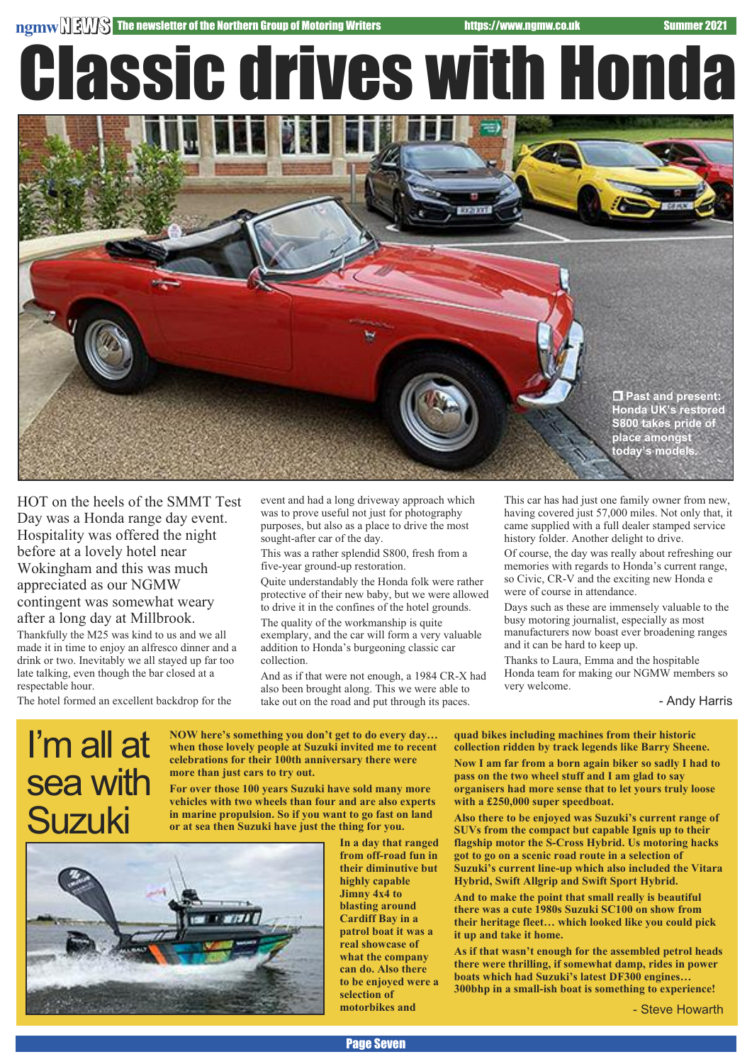# Classic drives with Honda

❐ Past and present: Honda UK's restored S800 takes pride of place amongst today's models.

HOT on the heels of the SMMT Test Day was a Honda range day event. Hospitality was offered the night before at a lovely hotel near Wokingham and this was much appreciated as our NGMW contingent was somewhat weary after a long day at Millbrook.

Thankfully the M25 was kind to us and we all made it in time to enjoy an alfresco dinner and a drink or two. Inevitably we all stayed up far too late talking, even though the bar closed at a respectable hour.

The hotel formed an excellent backdrop for the event and had a long driveway approach which was to prove useful not just for photography purposes, but also as a place to drive the most sought-after car of the day.

This was a rather splendid S800, fresh from a five-year ground-up restoration.

Quite understandably the Honda folk were rather protective of their new baby, but we were allowed to drive it in the confines of the hotel grounds.

The quality of the workmanship is quite exemplary, and the car will form a very valuable addition to Honda's burgeoning classic car collection.

And as if that were not enough, a 1984 CR-X had also been brought along. This we were able to take out on the road and put through its paces.

This car has had just one family owner from new, having covered just 57,000 miles. Not only that, it came supplied with a full dealer stamped service history folder. Another delight to drive.

Of course, the day was really about refreshing our memories with regards to Honda's current range, so Civic, CR-V and the exciting new Honda e were of course in attendance.

Days such as these are immensely valuable to the busy motoring journalist, especially as most manufacturers now boast ever broadening ranges and it can be hard to keep up.

Thanks to Laura, Emma and the hospitable Honda team for making our NGMW members so very welcome.

- Andy Harris

# I'm all at sea with Suzuki

**NOW here's something you don't get to do every day… when those lovely people at Suzuki invited me to recent celebrations for their 100th anniversary there were more than just cars to try out.**

**For over those 100 years Suzuki have sold many more vehicles with two wheels than four and are also experts in marine propulsion. So if you want to go fast on land or at sea then Suzuki have just the thing for you.**

**In a day that ranged from off-road fun in their diminutive but highly capable Jimny 4x4 to blasting around Cardiff Bay in a patrol boat it was a real showcase of what the company can do. Also there to be enjoyed were a selection of motorbikes and quad bikes including machines from their historic collection ridden by track legends like Barry Sheene.**

**Now I am far from a born again biker so sadly I had to pass on the two wheel stuff and I am glad to say organisers had more sense that to let yours truly loose with a £250,000 super speedboat.**

**Also there to be enjoyed was Suzuki's current range of SUVs from the compact but capable Ignis up to their flagship motor the S-Cross Hybrid. Us motoring hacks got to go on a scenic road route in a selection of Suzuki's current line-up which also included the Vitara Hybrid, Swift Allgrip and Swift Sport Hybrid.**

**And to make the point that small really is beautiful there was a cute 1980s Suzuki SC100 on show from their heritage fleet… which looked like you could pick it up and take it home.**

**As if that wasn't enough for the assembled petrol heads there were thrilling, if somewhat damp, rides in power boats which had Suzuki's latest DF300 engines… 300bhp in a small-ish boat is something to experience!**

- Steve Howarth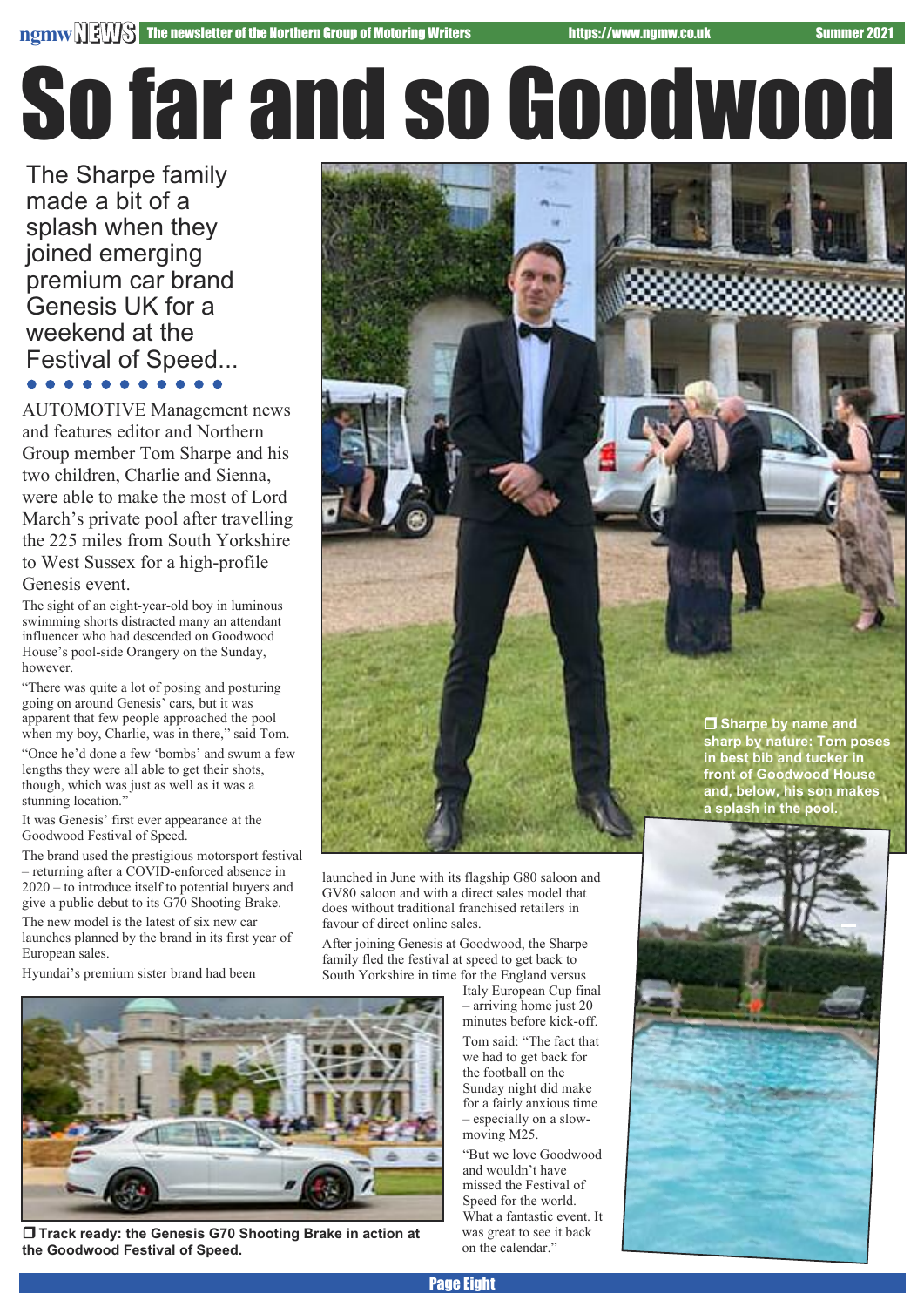# So far and so Goodwood

The Sharpe family made a bit of a splash when they joined emerging premium car brand Genesis UK for a weekend at the Festival of Speed...

AUTOMOTIVE Management news and features editor and Northern Group member Tom Sharpe and his two children, Charlie and Sienna, were able to make the most of Lord March's private pool after travelling the 225 miles from South Yorkshire to West Sussex for a high-profile Genesis event.

The sight of an eight-year-old boy in luminous swimming shorts distracted many an attendant influencer who had descended on Goodwood House's pool-side Orangery on the Sunday, however.

"There was quite a lot of posing and posturing going on around Genesis' cars, but it was apparent that few people approached the pool when my boy, Charlie, was in there," said Tom.

"Once he'd done a few 'bombs' and swum a few lengths they were all able to get their shots, though, which was just as well as it was a stunning location."

It was Genesis' first ever appearance at the Goodwood Festival of Speed.

The brand used the prestigious motorsport festival – returning after a COVID-enforced absence in 2020 – to introduce itself to potential buyers and give a public debut to its G70 Shooting Brake.

The new model is the latest of six new car launches planned by the brand in its first year of European sales.

Hyundai's premium sister brand had been launched in June with its flagship G80 saloon and GV80 saloon and with a direct sales model that does without traditional franchised retailers in favour of direct online sales.

After joining Genesis at Goodwood, the Sharpe family fled the festival at speed to get back to South Yorkshire in time for the England versus Italy European Cup final – arriving home just 20 minutes before kick-off.

Tom said: "The fact that we had to get back for the football on the Sunday night did make for a fairly anxious time – especially on a slow-moving M25.

"But we love Goodwood and wouldn't have missed the Festival of Speed for the world. What a fantastic event. It was great to see it back on the calendar."

**Sharpe by name and sharp by nature: Tom poses in best bib and tucker in front of Goodwood House and, below, his son makes a splash in the pool.**

**Track ready: the Genesis G70 Shooting Brake in action at the Goodwood Festival of Speed.**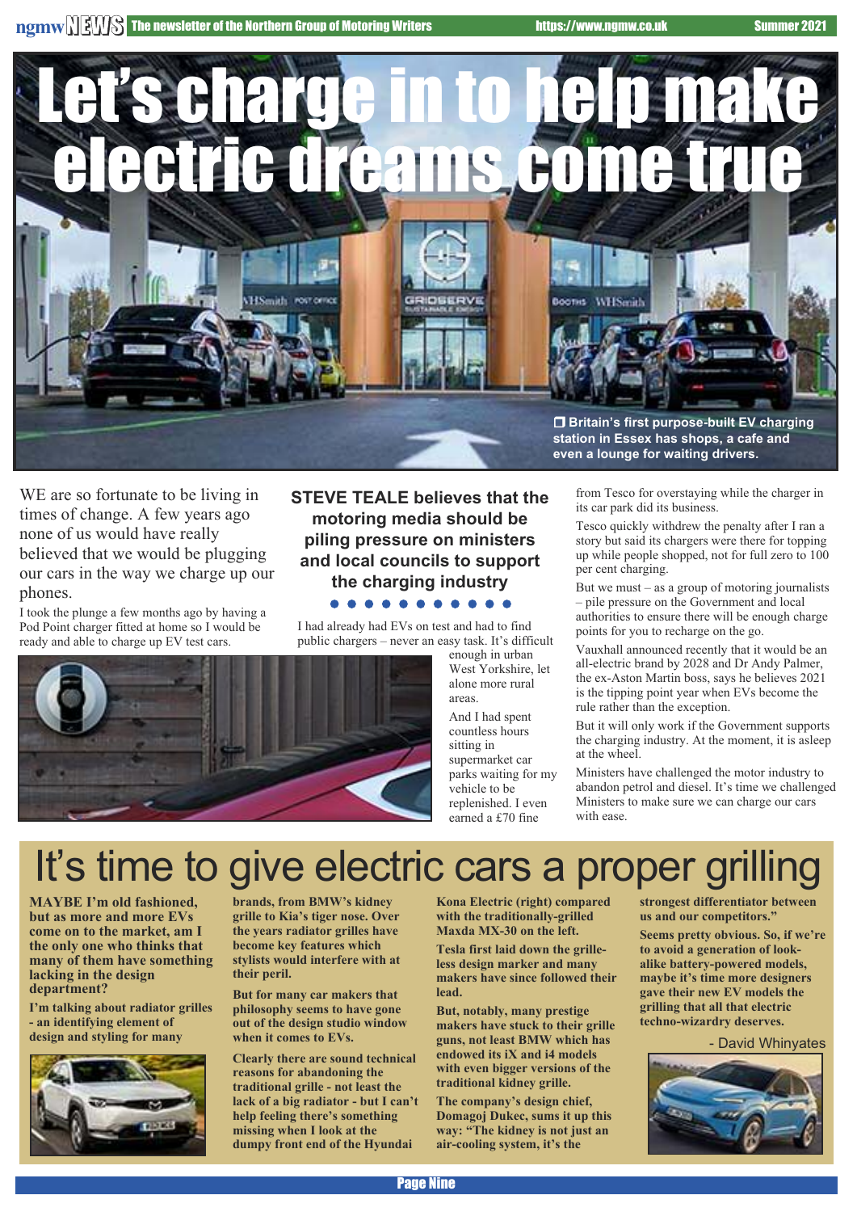# Let's charge in to help make electric dreams come true

❒ Britain's first purpose-built EV charging station in Essex has shops, a cafe and even a lounge for waiting drivers.

**STEVE TEALE believes that the motoring media should be piling pressure on ministers and local councils to support the charging industry**

WE are so fortunate to be living in times of change. A few years ago none of us would have really believed that we would be plugging our cars in the way we charge up our phones.

I took the plunge a few months ago by having a Pod Point charger fitted at home so I would be ready and able to charge up EV test cars.

I had already had EVs on test and had to find public chargers – never an easy task. It's difficult enough in urban West Yorkshire, let alone more rural areas.

And I had spent countless hours sitting in supermarket car parks waiting for my vehicle to be replenished. I even earned a £70 fine from Tesco for overstaying while the charger in its car park did its business.

Tesco quickly withdrew the penalty after I ran a story but said its chargers were there for topping up while people shopped, not for full zero to 100 per cent charging.

But we must – as a group of motoring journalists – pile pressure on the Government and local authorities to ensure there will be enough charge points for you to recharge on the go.

Vauxhall announced recently that it would be an all-electric brand by 2028 and Dr Andy Palmer, the ex-Aston Martin boss, says he believes 2021 is the tipping point year when EVs become the rule rather than the exception.

But it will only work if the Government supports the charging industry. At the moment, it is asleep at the wheel.

Ministers have challenged the motor industry to abandon petrol and diesel. It's time we challenged Ministers to make sure we can charge our cars with ease.

# It's time to give electric cars a proper grilling

**MAYBE I'm old fashioned, but as more and more EVs come on to the market, am I the only one who thinks that many of them have something lacking in the design department?**

**I'm talking about radiator grilles - an identifying element of design and styling for many brands, from BMW's kidney grille to Kia's tiger nose. Over the years radiator grilles have become key features which stylists would interfere with at their peril.**

**But for many car makers that philosophy seems to have gone out of the design studio window when it comes to EVs.**

**Clearly there are sound technical reasons for abandoning the traditional grille - not least the lack of a big radiator - but I can't help feeling there's something missing when I look at the dumpy front end of the Hyundai Kona Electric (right) compared with the traditionally-grilled Maxda MX-30 on the left.**

**Tesla first laid down the grille-less design marker and many makers have since followed their lead.**

**But, notably, many prestige makers have stuck to their grille guns, not least BMW which has endowed its iX and i4 models with even bigger versions of the traditional kidney grille.**

**The company's design chief, Domagoj Dukec, sums it up this way: "The kidney is not just an air-cooling system, it's the strongest differentiator between us and our competitors."**

**Seems pretty obvious. So, if we're to avoid a generation of look-alike battery-powered models, maybe it's time more designers gave their new EV models the grilling that all that electric techno-wizardry deserves.**

- David Whinyates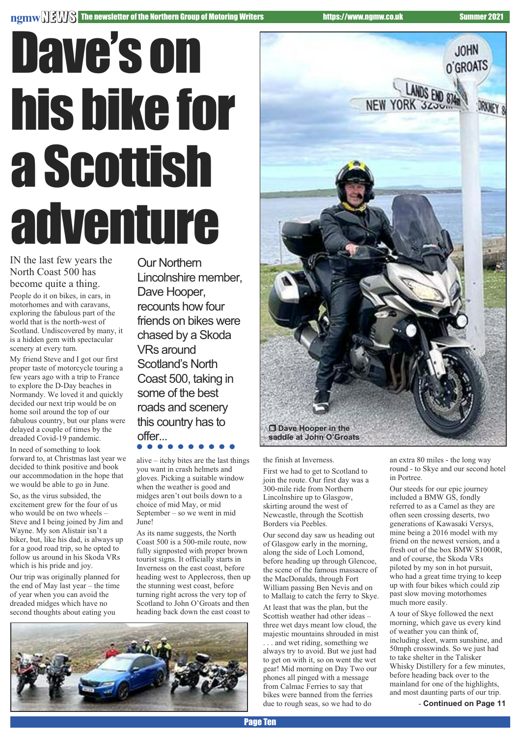# Dave's on his bike for a Scottish adventure

Our Northern Lincolnshire member, Dave Hooper, recounts how four friends on bikes were chased by a Skoda VRs around Scotland's North Coast 500, taking in some of the best roads and scenery this country has to offer...

IN the last few years the North Coast 500 has become quite a thing.

People do it on bikes, in cars, in motorhomes and with caravans, exploring the fabulous part of the world that is the north-west of Scotland. Undiscovered by many, it is a hidden gem with spectacular scenery at every turn.

My friend Steve and I got our first proper taste of motorcycle touring a few years ago with a trip to France to explore the D-Day beaches in Normandy. We loved it and quickly decided our next trip would be on home soil around the top of our fabulous country, but our plans were delayed a couple of times by the dreaded Covid-19 pandemic.

In need of something to look forward to, at Christmas last year we decided to think positive and book our accommodation in the hope that we would be able to go in June.

So, as the virus subsided, the excitement grew for the four of us who would be on two wheels – Steve and I being joined by Jim and Wayne. My son Alistair isn't a biker, but, like his dad, is always up for a good road trip, so he opted to follow us around in his Skoda VRs which is his pride and joy.

Our trip was originally planned for the end of May last year – the time of the year when you can avoid the dreaded midges which have no second thoughts about eating you alive – itchy bites are the last things you want in crash helmets and gloves. Picking a suitable window when the weather is good and midges aren't out boils down to a choice of mid May, or mid September – so we went in mid June!

As its name suggests, the North Coast 500 is a 500-mile route, now fully signposted with proper brown tourist signs. It officially starts in Inverness on the east coast, before heading west to Applecross, then up the stunning west coast, before turning right across the very top of Scotland to John O'Groats and then heading back down the east coast to the finish at Inverness.

Dave Hooper in the saddle at John O'Groats

First we had to get to Scotland to join the route. Our first day was a 300-mile ride from Northern Lincolnshire up to Glasgow, skirting around the west of Newcastle, through the Scottish Borders via Peebles.

Our second day saw us heading out of Glasgow early in the morning, along the side of Loch Lomond, before heading up through Glencoe, the scene of the famous massacre of the MacDonalds, through Fort William passing Ben Nevis and on to Mallaig to catch the ferry to Skye.

At least that was the plan, but the Scottish weather had other ideas – three wet days meant low cloud, the majestic mountains shrouded in mist . . . and wet riding, something we always try to avoid. But we just had to get on with it, so on went the wet gear! Mid morning on Day Two our phones all pinged with a message from Calmac Ferries to say that bikes were banned from the ferries due to rough seas, so we had to do an extra 80 miles - the long way round - to Skye and our second hotel in Portree.

Our steeds for our epic journey included a BMW GS, fondly referred to as a Camel as they are often seen crossing deserts, two generations of Kawasaki Versys, mine being a 2016 model with my friend on the newest version, and a fresh out of the box BMW S1000R, and of course, the Skoda VRs piloted by my son in hot pursuit, who had a great time trying to keep up with four bikes which could zip past slow moving motorhomes much more easily.

A tour of Skye followed the next morning, which gave us every kind of weather you can think of, including sleet, warm sunshine, and 50mph crosswinds. So we just had to take shelter in the Talisker Whisky Distillery for a few minutes, before heading back over to the mainland for one of the highlights, and most daunting parts of our trip.

\- **Continued on Page 11**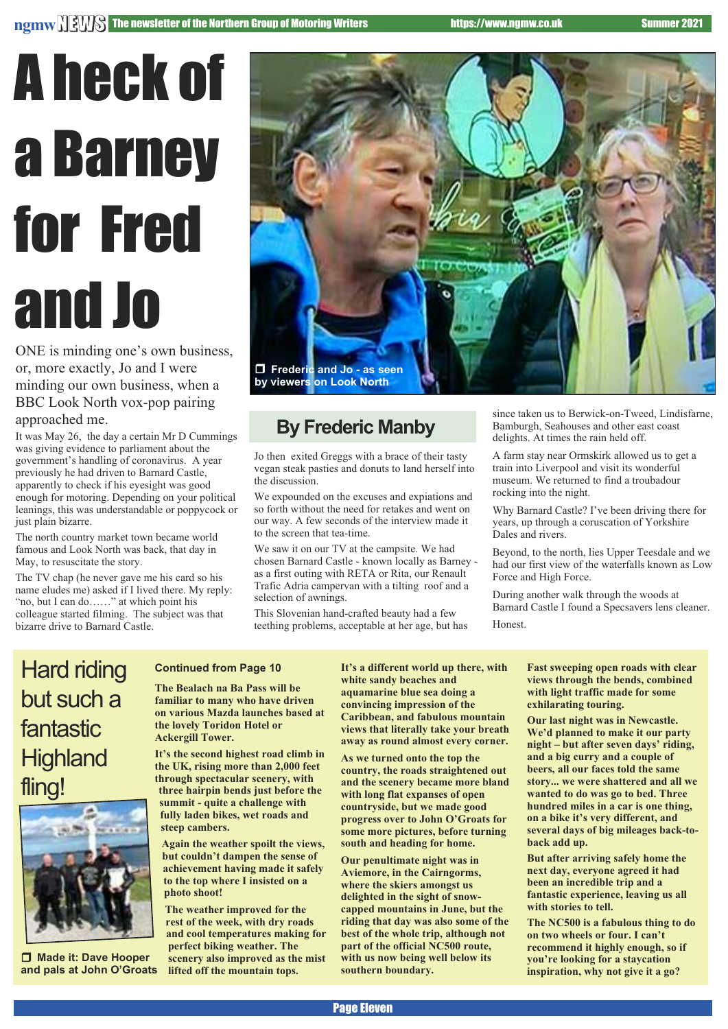# A heck of a Barney for Fred and Jo

ONE is minding one's own business, or, more exactly, Jo and I were minding our own business, when a BBC Look North vox-pop pairing approached me.

It was May 26, the day a certain Mr D Cummings was giving evidence to parliament about the government's handling of coronavirus. A year previously he had driven to Barnard Castle, apparently to check if his eyesight was good enough for motoring. Depending on your political leanings, this was understandable or poppycock or just plain bizarre.

The north country market town became world famous and Look North was back, that day in May, to resuscitate the story.

The TV chap (he never gave me his card so his name eludes me) asked if I lived there. My reply: "no, but I can do……" at which point his colleague started filming. The subject was that bizarre drive to Barnard Castle.

❒ Frederic and Jo - as seen by viewers on Look North

## By Frederic Manby

Jo then exited Greggs with a brace of their tasty vegan steak pasties and donuts to land herself into the discussion.

We expounded on the excuses and expiations and so forth without the need for retakes and went on our way. A few seconds of the interview made it to the screen that tea-time.

We saw it on our TV at the campsite. We had chosen Barnard Castle - known locally as Barney - as a first outing with RETA or Rita, our Renault Trafic Adria campervan with a tilting roof and a selection of awnings.

This Slovenian hand-crafted beauty had a few teething problems, acceptable at her age, but has since taken us to Berwick-on-Tweed, Lindisfarne, Bamburgh, Seahouses and other east coast delights. At times the rain held off.

A farm stay near Ormskirk allowed us to get a train into Liverpool and visit its wonderful museum. We returned to find a troubadour rocking into the night.

Why Barnard Castle? I've been driving there for years, up through a coruscation of Yorkshire Dales and rivers.

Beyond, to the north, lies Upper Teesdale and we had our first view of the waterfalls known as Low Force and High Force.

During another walk through the woods at Barnard Castle I found a Specsavers lens cleaner.

Honest.

# Hard riding but such a fantastic Highland fling!

❒ Made it: Dave Hooper and pals at John O'Groats

**Continued from Page 10**

**The Bealach na Ba Pass will be familiar to many who have driven on various Mazda launches based at the lovely Toridon Hotel or Ackergill Tower.**

**It's the second highest road climb in the UK, rising more than 2,000 feet through spectacular scenery, with three hairpin bends just before the summit - quite a challenge with fully laden bikes, wet roads and steep cambers.**

**Again the weather spoilt the views, but couldn't dampen the sense of achievement having made it safely to the top where I insisted on a photo shoot!**

**The weather improved for the rest of the week, with dry roads and cool temperatures making for perfect biking weather. The scenery also improved as the mist lifted off the mountain tops.**

**It's a different world up there, with white sandy beaches and aquamarine blue sea doing a convincing impression of the Caribbean, and fabulous mountain views that literally take your breath away as round almost every corner.**

**As we turned onto the top the country, the roads straightened out and the scenery became more bland with long flat expanses of open countryside, but we made good progress over to John O'Groats for some more pictures, before turning south and heading for home.**

**Our penultimate night was in Aviemore, in the Cairngorms, where the skiers amongst us delighted in the sight of snow-capped mountains in June, but the riding that day was also some of the best of the whole trip, although not part of the official NC500 route, with us now being well below its southern boundary.**

**Fast sweeping open roads with clear views through the bends, combined with light traffic made for some exhilarating touring.**

**Our last night was in Newcastle. We'd planned to make it our party night – but after seven days' riding, and a big curry and a couple of beers, all our faces told the same story... we were shattered and all we wanted to do was go to bed. Three hundred miles in a car is one thing, on a bike it's very different, and several days of big mileages back-to-back add up.**

**But after arriving safely home the next day, everyone agreed it had been an incredible trip and a fantastic experience, leaving us all with stories to tell.**

**The NC500 is a fabulous thing to do on two wheels or four. I can't recommend it highly enough, so if you're looking for a staycation inspiration, why not give it a go?**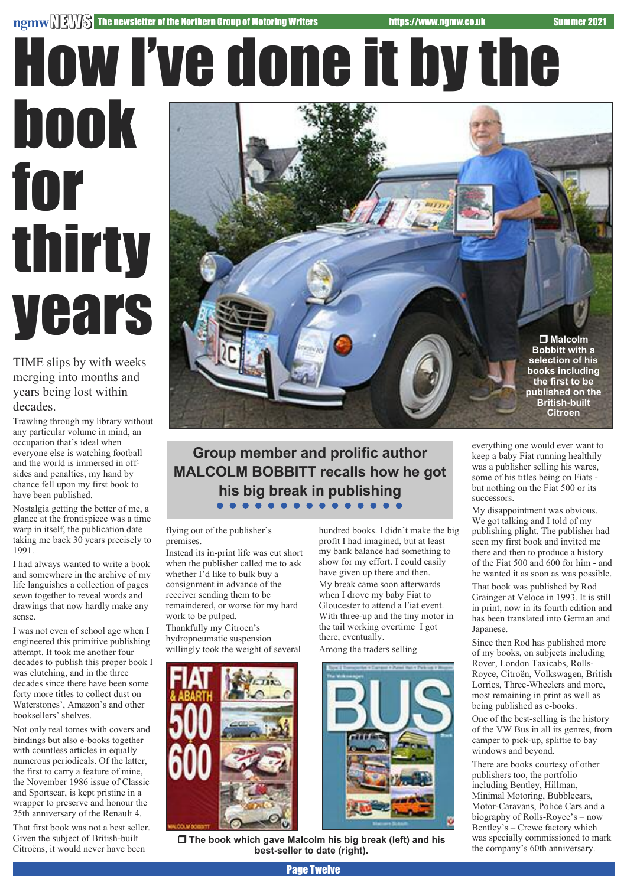# How I've done it by the book for thirty years

**Group member and prolific author MALCOLM BOBBITT recalls how he got his big break in publishing**

TIME slips by with weeks merging into months and years being lost within decades.

Trawling through my library without any particular volume in mind, an occupation that's ideal when everyone else is watching football and the world is immersed in off-sides and penalties, my hand by chance fell upon my first book to have been published.

Nostalgia getting the better of me, a glance at the frontispiece was a time warp in itself, the publication date taking me back 30 years precisely to 1991.

I had always wanted to write a book and somewhere in the archive of my life languishes a collection of pages sewn together to reveal words and drawings that now hardly make any sense.

I was not even of school age when I engineered this primitive publishing attempt. It took me another four decades to publish this proper book I was clutching, and in the three decades since there have been some forty more titles to collect dust on Waterstones', Amazon's and other booksellers' shelves.

Not only real tomes with covers and bindings but also e-books together with countless articles in equally numerous periodicals. Of the latter, the first to carry a feature of mine, the November 1986 issue of Classic and Sportscar, is kept pristine in a wrapper to preserve and honour the 25th anniversary of the Renault 4.

That first book was not a best seller. Given the subject of British-built Citroëns, it would never have been flying out of the publisher's premises.

Instead its in-print life was cut short when the publisher called me to ask whether I'd like to bulk buy a consignment in advance of the receiver sending them to be remaindered, or worse for my hard work to be pulped.

Thankfully my Citroen's hydropneumatic suspension willingly took the weight of several hundred books. I didn't make the big profit I had imagined, but at least my bank balance had something to show for my effort. I could easily have given up there and then.

My break came soon afterwards when I drove my baby Fiat to Gloucester to attend a Fiat event. With three-up and the tiny motor in the tail working overtime I got there, eventually.

Among the traders selling everything one would ever want to keep a baby Fiat running healthily was a publisher selling his wares, some of his titles being on Fiats - but nothing on the Fiat 500 or its successors.

My disappointment was obvious. We got talking and I told of my publishing plight. The publisher had seen my first book and invited me there and then to produce a history of the Fiat 500 and 600 for him - and he wanted it as soon as was possible.

That book was published by Rod Grainger at Veloce in 1993. It is still in print, now in its fourth edition and has been translated into German and Japanese.

Since then Rod has published more of my books, on subjects including Rover, London Taxicabs, Rolls-Royce, Citroën, Volkswagen, British Lorries, Three-Wheelers and more, most remaining in print as well as being published as e-books.

One of the best-selling is the history of the VW Bus in all its genres, from camper to pick-up, splittie to bay windows and beyond.

There are books courtesy of other publishers too, the portfolio including Bentley, Hillman, Minimal Motoring, Bubblecars, Motor-Caravans, Police Cars and a biography of Rolls-Royce's – now Bentley's – Crewe factory which was specially commissioned to mark the company's 60th anniversary.

❒ Malcolm Bobbitt with a selection of his books including the first to be published on the British-built Citroen

❒ The book which gave Malcolm his big break (left) and his best-seller to date (right).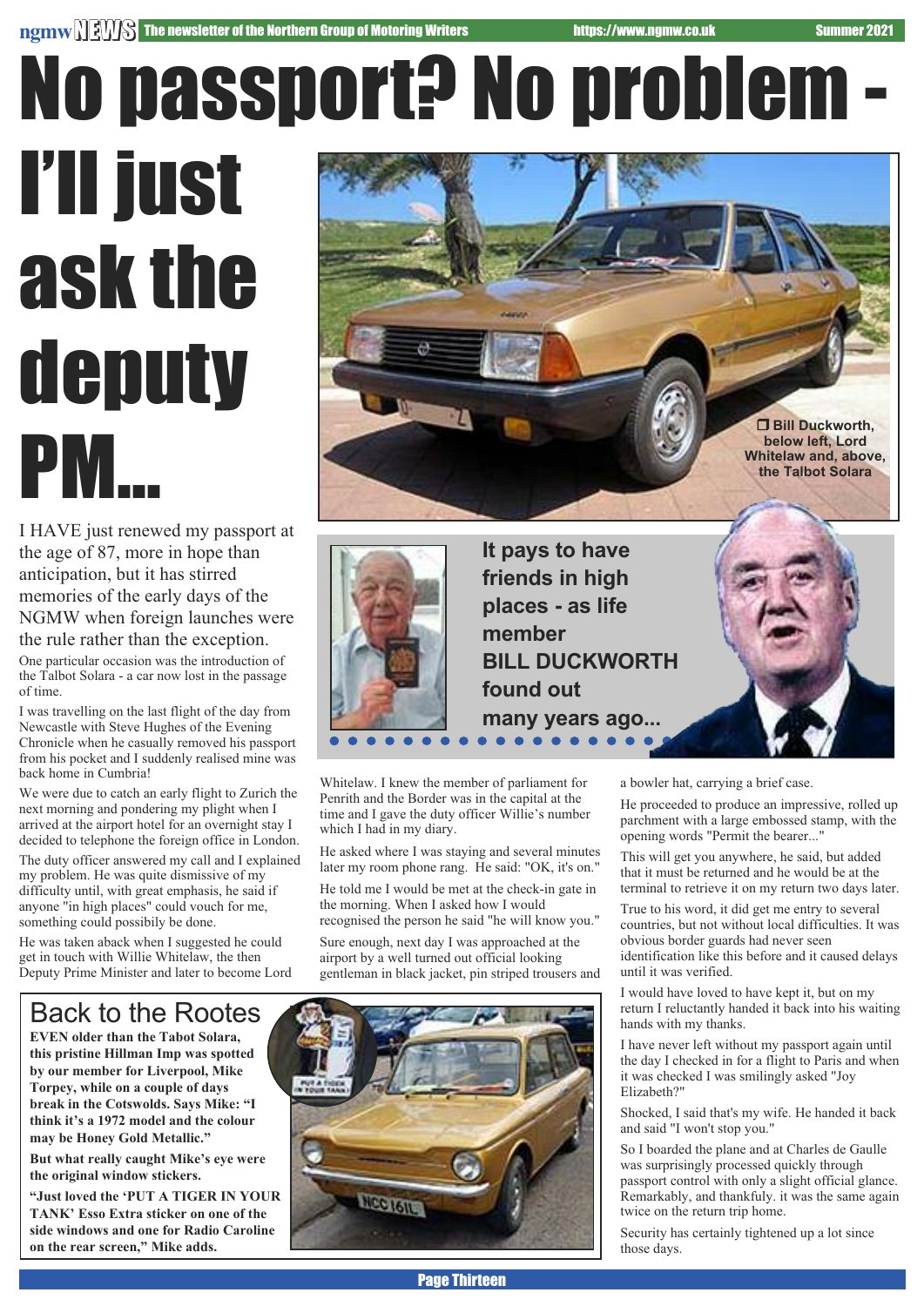# No passport? No problem - I'll just ask the deputy PM...

Bill Duckworth, below left, Lord Whitelaw and, above, the Talbot Solara

**It pays to have friends in high places - as life member BILL DUCKWORTH found out many years ago...**

I HAVE just renewed my passport at the age of 87, more in hope than anticipation, but it has stirred memories of the early days of the NGMW when foreign launches were the rule rather than the exception.

One particular occasion was the introduction of the Talbot Solara - a car now lost in the passage of time.

I was travelling on the last flight of the day from Newcastle with Steve Hughes of the Evening Chronicle when he casually removed his passport from his pocket and I suddenly realised mine was back home in Cumbria!

We were due to catch an early flight to Zurich the next morning and pondering my plight when I arrived at the airport hotel for an overnight stay I decided to telephone the foreign office in London.

The duty officer answered my call and I explained my problem. He was quite dismissive of my difficulty until, with great emphasis, he said if anyone "in high places" could vouch for me, something could possibly be done.

He was taken aback when I suggested he could get in touch with Willie Whitelaw, the then Deputy Prime Minister and later to become Lord Whitelaw. I knew the member of parliament for Penrith and the Border was in the capital at the time and I gave the duty officer Willie's number which I had in my diary.

He asked where I was staying and several minutes later my room phone rang. He said: "OK, it's on."

He told me I would be met at the check-in gate in the morning. When I asked how I would recognised the person he said "he will know you."

Sure enough, next day I was approached at the airport by a well turned out official looking gentleman in black jacket, pin striped trousers and a bowler hat, carrying a brief case.

He proceeded to produce an impressive, rolled up parchment with a large embossed stamp, with the opening words "Permit the bearer..."

This will get you anywhere, he said, but added that it must be returned and he would be at the terminal to retrieve it on my return two days later.

True to his word, it did get me entry to several countries, but not without local difficulties. It was obvious border guards had never seen identification like this before and it caused delays until it was verified.

I would have loved to have kept it, but on my return I reluctantly handed it back into his waiting hands with my thanks.

I have never left without my passport again until the day I checked in for a flight to Paris and when it was checked I was smilingly asked "Joy Elizabeth?"

Shocked, I said that's my wife. He handed it back and said "I won't stop you."

So I boarded the plane and at Charles de Gaulle was surprisingly processed quickly through passport control with only a slight official glance. Remarkably, and thankfuly. it was the same again twice on the return trip home.

Security has certainly tightened up a lot since those days.

## Back to the Rootes

**EVEN older than the Tabot Solara, this pristine Hillman Imp was spotted by our member for Liverpool, Mike Torpey, while on a couple of days break in the Cotswolds. Says Mike: "I think it's a 1972 model and the colour may be Honey Gold Metallic."**

**But what really caught Mike's eye were the original window stickers.**

**"Just loved the 'PUT A TIGER IN YOUR TANK' Esso Extra sticker on one of the side windows and one for Radio Caroline on the rear screen," Mike adds.**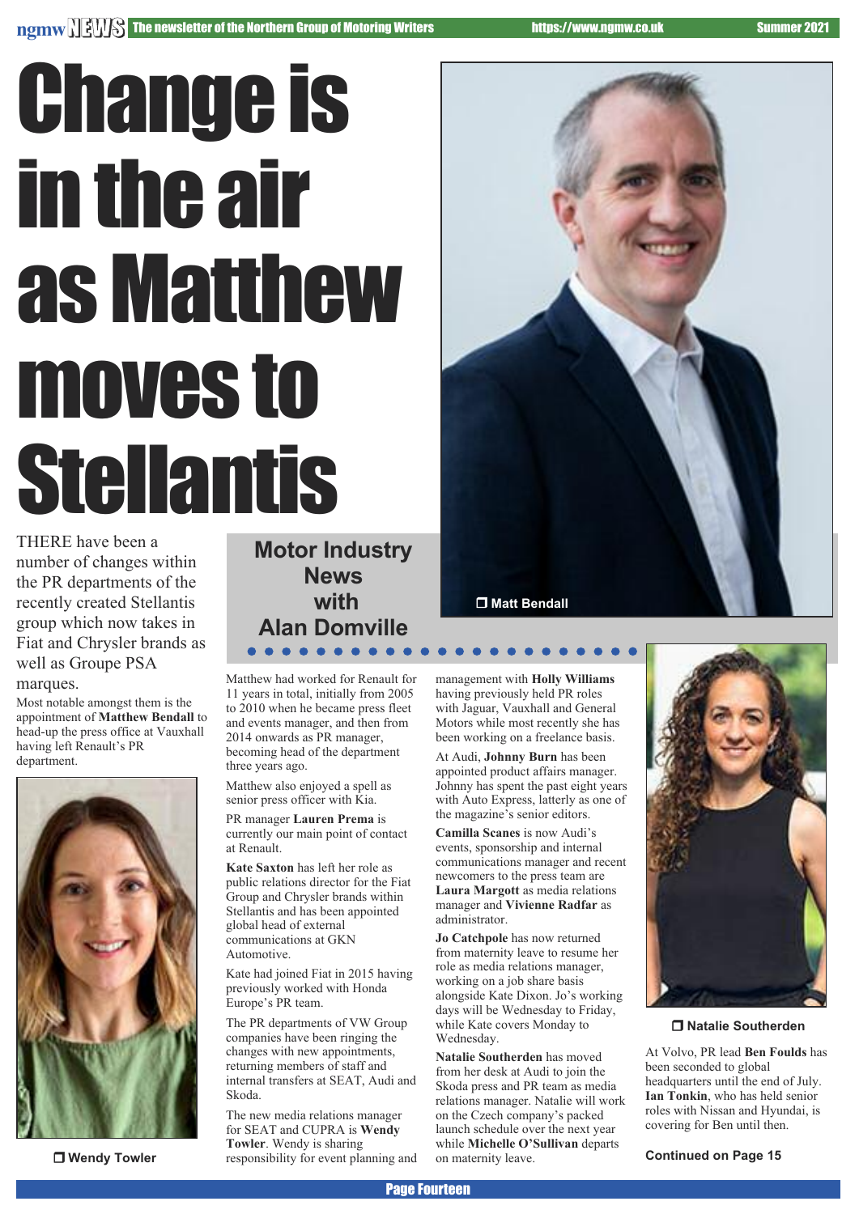# Change is in the air as Matthew moves to Stellantis

## Motor Industry News with Alan Domville

THERE have been a number of changes within the PR departments of the recently created Stellantis group which now takes in Fiat and Chrysler brands as well as Groupe PSA marques.

Most notable amongst them is the appointment of **Matthew Bendall** to head-up the press office at Vauxhall having left Renault's PR department.

Wendy Towler

Matthew had worked for Renault for 11 years in total, initially from 2005 to 2010 when he became press fleet and events manager, and then from 2014 onwards as PR manager, becoming head of the department three years ago.

Matthew also enjoyed a spell as senior press officer with Kia.

PR manager **Lauren Prema** is currently our main point of contact at Renault.

**Kate Saxton** has left her role as public relations director for the Fiat Group and Chrysler brands within Stellantis and has been appointed global head of external communications at GKN Automotive.

Kate had joined Fiat in 2015 having previously worked with Honda Europe's PR team.

The PR departments of VW Group companies have been ringing the changes with new appointments, returning members of staff and internal transfers at SEAT, Audi and Skoda.

The new media relations manager for SEAT and CUPRA is **Wendy Towler**. Wendy is sharing responsibility for event planning and management with **Holly Williams** having previously held PR roles with Jaguar, Vauxhall and General Motors while most recently she has been working on a freelance basis.

Matt Bendall

At Audi, **Johnny Burn** has been appointed product affairs manager. Johnny has spent the past eight years with Auto Express, latterly as one of the magazine's senior editors.

**Camilla Scanes** is now Audi's events, sponsorship and internal communications manager and recent newcomers to the press team are **Laura Margott** as media relations manager and **Vivienne Radfar** as administrator.

**Jo Catchpole** has now returned from maternity leave to resume her role as media relations manager, working on a job share basis alongside Kate Dixon. Jo's working days will be Wednesday to Friday, while Kate covers Monday to Wednesday.

**Natalie Southerden** has moved from her desk at Audi to join the Skoda press and PR team as media relations manager. Natalie will work on the Czech company's packed launch schedule over the next year while **Michelle O'Sullivan** departs on maternity leave.

Natalie Southerden

At Volvo, PR lead **Ben Foulds** has been seconded to global headquarters until the end of July. **Ian Tonkin**, who has held senior roles with Nissan and Hyundai, is covering for Ben until then.

**Continued on Page 15**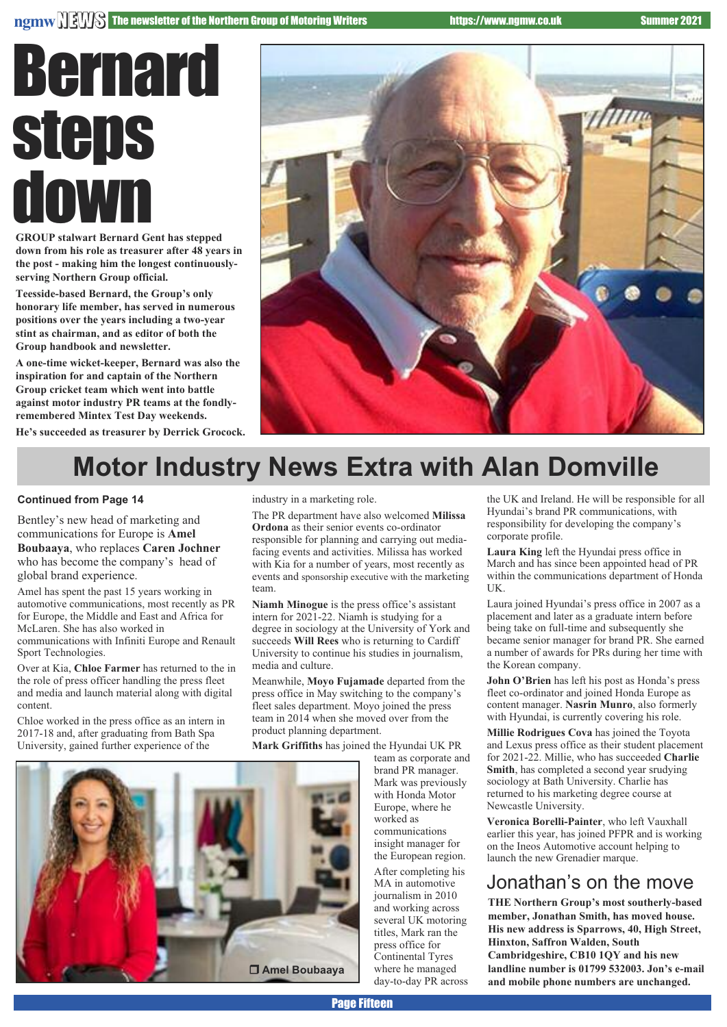# Bernard steps down

**GROUP stalwart Bernard Gent has stepped down from his role as treasurer after 48 years in the post - making him the longest continuously-serving Northern Group official.**

**Teesside-based Bernard, the Group's only honorary life member, has served in numerous positions over the years including a two-year stint as chairman, and as editor of both the Group handbook and newsletter.**

**A one-time wicket-keeper, Bernard was also the inspiration for and captain of the Northern Group cricket team which went into battle against motor industry PR teams at the fondly-remembered Mintex Test Day weekends.**

**He's succeeded as treasurer by Derrick Grocock.**

# Motor Industry News Extra with Alan Domville

**Continued from Page 14**

Bentley's new head of marketing and communications for Europe is **Amel Boubaaya**, who replaces **Caren Jochner** who has become the company's head of global brand experience.

Amel has spent the past 15 years working in automotive communications, most recently as PR for Europe, the Middle and East and Africa for McLaren. She has also worked in communications with Infiniti Europe and Renault Sport Technologies.

Over at Kia, **Chloe Farmer** has returned to the in the role of press officer handling the press fleet and media and launch material along with digital content.

Chloe worked in the press office as an intern in 2017-18 and, after graduating from Bath Spa University, gained further experience of the industry in a marketing role.

Amel Boubaaya

The PR department have also welcomed **Milissa Ordona** as their senior events co-ordinator responsible for planning and carrying out media-facing events and activities. Milissa has worked with Kia for a number of years, most recently as events and sponsorship executive with the marketing team.

**Niamh Minogue** is the press office's assistant intern for 2021-22. Niamh is studying for a degree in sociology at the University of York and succeeds **Will Rees** who is returning to Cardiff University to continue his studies in journalism, media and culture.

Meanwhile, **Moyo Fujamade** departed from the press office in May switching to the company's fleet sales department. Moyo joined the press team in 2014 when she moved over from the product planning department.

**Mark Griffiths** has joined the Hyundai UK PR team as corporate and brand PR manager. Mark was previously with Honda Motor Europe, where he worked as communications insight manager for the European region.

After completing his MA in automotive journalism in 2010 and working across several UK motoring titles, Mark ran the press office for Continental Tyres where he managed day-to-day PR across the UK and Ireland. He will be responsible for all Hyundai's brand PR communications, with responsibility for developing the company's corporate profile.

**Laura King** left the Hyundai press office in March and has since been appointed head of PR within the communications department of Honda UK.

Laura joined Hyundai's press office in 2007 as a placement and later as a graduate intern before being take on full-time and subsequently she became senior manager for brand PR. She earned a number of awards for PRs during her time with the Korean company.

**John O'Brien** has left his post as Honda's press fleet co-ordinator and joined Honda Europe as content manager. **Nasrin Munro**, also formerly with Hyundai, is currently covering his role.

**Millie Rodrigues Cova** has joined the Toyota and Lexus press office as their student placement for 2021-22. Millie, who has succeeded **Charlie Smith**, has completed a second year srudying sociology at Bath University. Charlie has returned to his marketing degree course at Newcastle University.

**Veronica Borelli-Painter**, who left Vauxhall earlier this year, has joined PFPR and is working on the Ineos Automotive account helping to launch the new Grenadier marque.

## Jonathan's on the move

**THE Northern Group's most southerly-based member, Jonathan Smith, has moved house. His new address is Sparrows, 40, High Street, Hinxton, Saffron Walden, South Cambridgeshire, CB10 1QY and his new landline number is 01799 532003. Jon's e-mail and mobile phone numbers are unchanged.**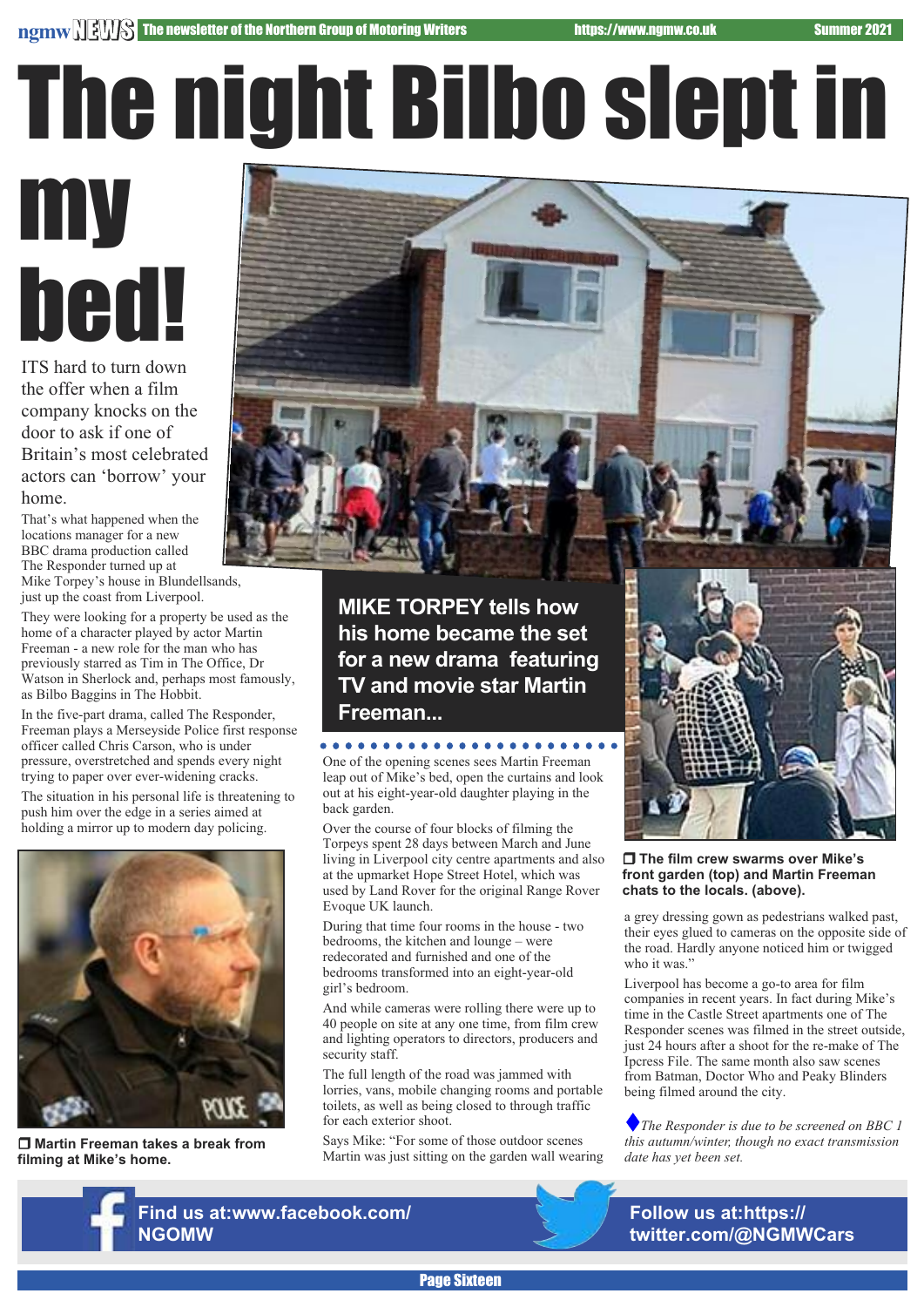# The night Bilbo slept in my bed!

ITS hard to turn down the offer when a film company knocks on the door to ask if one of Britain's most celebrated actors can 'borrow' your home.

That's what happened when the locations manager for a new BBC drama production called The Responder turned up at Mike Torpey's house in Blundellsands, just up the coast from Liverpool.

They were looking for a property be used as the home of a character played by actor Martin Freeman - a new role for the man who has previously starred as Tim in The Office, Dr Watson in Sherlock and, perhaps most famously, as Bilbo Baggins in The Hobbit.

In the five-part drama, called The Responder, Freeman plays a Merseyside Police first response officer called Chris Carson, who is under pressure, overstretched and spends every night trying to paper over ever-widening cracks.

The situation in his personal life is threatening to push him over the edge in a series aimed at holding a mirror up to modern day policing.

**Martin Freeman takes a break from filming at Mike's home.**

**MIKE TORPEY tells how his home became the set for a new drama featuring TV and movie star Martin Freeman...**

One of the opening scenes sees Martin Freeman leap out of Mike's bed, open the curtains and look out at his eight-year-old daughter playing in the back garden.

Over the course of four blocks of filming the Torpeys spent 28 days between March and June living in Liverpool city centre apartments and also at the upmarket Hope Street Hotel, which was used by Land Rover for the original Range Rover Evoque UK launch.

During that time four rooms in the house - two bedrooms, the kitchen and lounge – were redecorated and furnished and one of the bedrooms transformed into an eight-year-old girl's bedroom.

And while cameras were rolling there were up to 40 people on site at any one time, from film crew and lighting operators to directors, producers and security staff.

The full length of the road was jammed with lorries, vans, mobile changing rooms and portable toilets, as well as being closed to through traffic for each exterior shoot.

Says Mike: "For some of those outdoor scenes Martin was just sitting on the garden wall wearing a grey dressing gown as pedestrians walked past, their eyes glued to cameras on the opposite side of the road. Hardly anyone noticed him or twigged who it was."

**The film crew swarms over Mike's front garden (top) and Martin Freeman chats to the locals. (above).**

Liverpool has become a go-to area for film companies in recent years. In fact during Mike's time in the Castle Street apartments one of The Responder scenes was filmed in the street outside, just 24 hours after a shoot for the re-make of The Ipcress File. The same month also saw scenes from Batman, Doctor Who and Peaky Blinders being filmed around the city.

*The Responder is due to be screened on BBC 1 this autumn/winter, though no exact transmission date has yet been set.*

**Find us at:www.facebook.com/NGOMW**

**Follow us at:https://twitter.com/@NGMWCars**